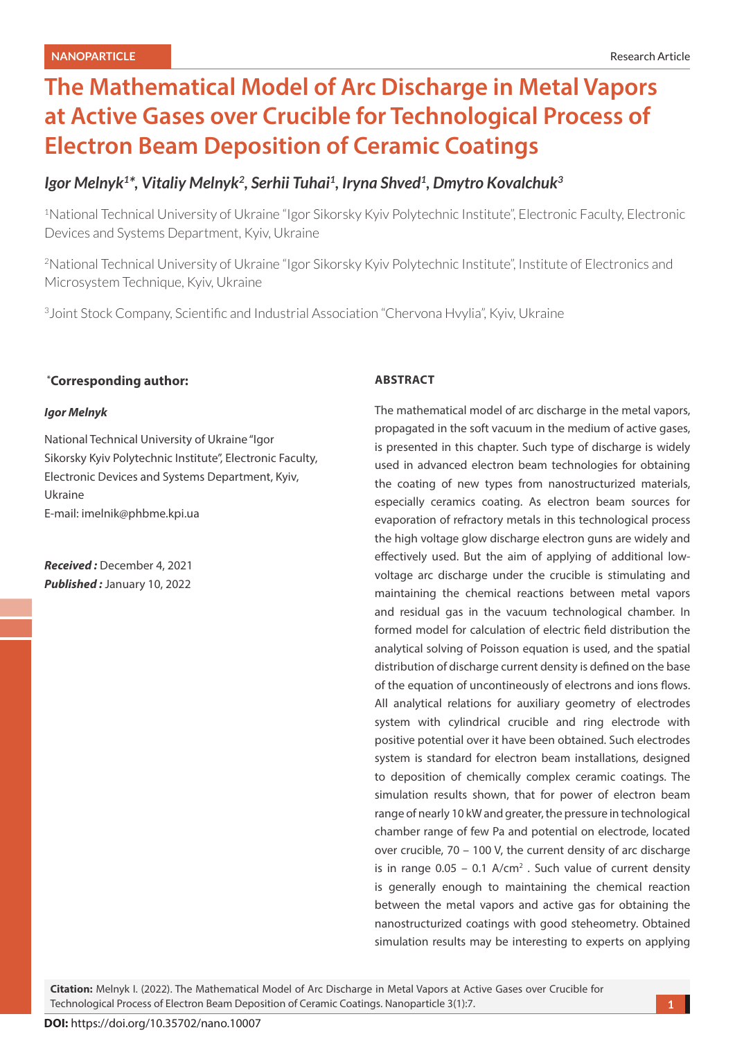NANOPARTICLE

Research Article

# The Mathematical Model of Arc Discharge in Metal Vapors at Active Gases over Crucible for Technological Process of Electron Beam Deposition of Ceramic Coatings

***Igor Melnyk[1]\*, Vitaliy Melnyk[2], Serhii Tuhai[1], Iryna Shved[1], Dmytro Kovalchuk[3]***

[1]National Technical University of Ukraine "Igor Sikorsky Kyiv Polytechnic Institute", Electronic Faculty, Electronic Devices and Systems Department, Kyiv, Ukraine

[2]National Technical University of Ukraine "Igor Sikorsky Kyiv Polytechnic Institute", Institute of Electronics and Microsystem Technique, Kyiv, Ukraine

[3]Joint Stock Company, Scientific and Industrial Association "Chervona Hvylia", Kyiv, Ukraine

**\*Corresponding author:**

***Igor Melnyk***

National Technical University of Ukraine "Igor Sikorsky Kyiv Polytechnic Institute", Electronic Faculty, Electronic Devices and Systems Department, Kyiv, Ukraine

E-mail: imelnik@phbme.kpi.ua

***Received :*** December 4, 2021

***Published :*** January 10, 2022

**ABSTRACT**

The mathematical model of arc discharge in the metal vapors, propagated in the soft vacuum in the medium of active gases, is presented in this chapter. Such type of discharge is widely used in advanced electron beam technologies for obtaining the coating of new types from nanostructurized materials, especially ceramics coating. As electron beam sources for evaporation of refractory metals in this technological process the high voltage glow discharge electron guns are widely and effectively used. But the aim of applying of additional low-voltage arc discharge under the crucible is stimulating and maintaining the chemical reactions between metal vapors and residual gas in the vacuum technological chamber. In formed model for calculation of electric field distribution the analytical solving of Poisson equation is used, and the spatial distribution of discharge current density is defined on the base of the equation of uncontineously of electrons and ions flows. All analytical relations for auxiliary geometry of electrodes system with cylindrical crucible and ring electrode with positive potential over it have been obtained. Such electrodes system is standard for electron beam installations, designed to deposition of chemically complex ceramic coatings. The simulation results shown, that for power of electron beam range of nearly 10 kW and greater, the pressure in technological chamber range of few Pa and potential on electrode, located over crucible, 70 – 100 V, the current density of arc discharge is in range 0.05 – 0.1 A/cm$^2$ . Such value of current density is generally enough to maintaining the chemical reaction between the metal vapors and active gas for obtaining the nanostructurized coatings with good steheometry. Obtained simulation results may be interesting to experts on applying

**Citation:** Melnyk I. (2022). The Mathematical Model of Arc Discharge in Metal Vapors at Active Gases over Crucible for Technological Process of Electron Beam Deposition of Ceramic Coatings. Nanoparticle 3(1):7.

**DOI:** https://doi.org/10.35702/nano.10007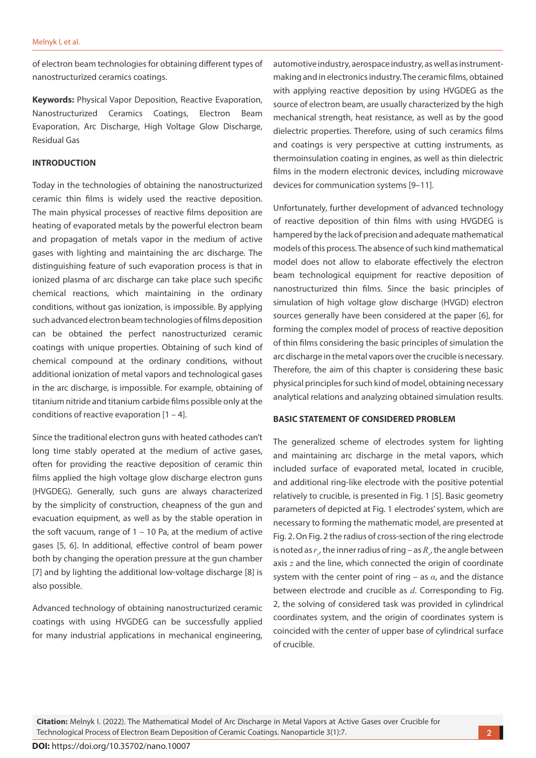of electron beam technologies for obtaining different types of nanostructurized ceramics coatings.

**Keywords:** Physical Vapor Deposition, Reactive Evaporation, Nanostructurized Ceramics Coatings, Electron Beam Evaporation, Arc Discharge, High Voltage Glow Discharge, Residual Gas

## INTRODUCTION

Today in the technologies of obtaining the nanostructurized ceramic thin films is widely used the reactive deposition. The main physical processes of reactive films deposition are heating of evaporated metals by the powerful electron beam and propagation of metals vapor in the medium of active gases with lighting and maintaining the arc discharge. The distinguishing feature of such evaporation process is that in ionized plasma of arc discharge can take place such specific chemical reactions, which maintaining in the ordinary conditions, without gas ionization, is impossible. By applying such advanced electron beam technologies of films deposition can be obtained the perfect nanostructurized ceramic coatings with unique properties. Obtaining of such kind of chemical compound at the ordinary conditions, without additional ionization of metal vapors and technological gases in the arc discharge, is impossible. For example, obtaining of titanium nitride and titanium carbide films possible only at the conditions of reactive evaporation [1 – 4].

Since the traditional electron guns with heated cathodes can't long time stably operated at the medium of active gases, often for providing the reactive deposition of ceramic thin films applied the high voltage glow discharge electron guns (HVGDEG). Generally, such guns are always characterized by the simplicity of construction, cheapness of the gun and evacuation equipment, as well as by the stable operation in the soft vacuum, range of 1 – 10 Pa, at the medium of active gases [5, 6]. In additional, effective control of beam power both by changing the operation pressure at the gun chamber [7] and by lighting the additional low-voltage discharge [8] is also possible.

Advanced technology of obtaining nanostructurized ceramic coatings with using HVGDEG can be successfully applied for many industrial applications in mechanical engineering, automotive industry, aerospace industry, as well as instrument-making and in electronics industry. The ceramic films, obtained with applying reactive deposition by using HVGDEG as the source of electron beam, are usually characterized by the high mechanical strength, heat resistance, as well as by the good dielectric properties. Therefore, using of such ceramics films and coatings is very perspective at cutting instruments, as thermoinsulation coating in engines, as well as thin dielectric films in the modern electronic devices, including microwave devices for communication systems [9–11].

Unfortunately, further development of advanced technology of reactive deposition of thin films with using HVGDEG is hampered by the lack of precision and adequate mathematical models of this process. The absence of such kind mathematical model does not allow to elaborate effectively the electron beam technological equipment for reactive deposition of nanostructurized thin films. Since the basic principles of simulation of high voltage glow discharge (HVGD) electron sources generally have been considered at the paper [6], for forming the complex model of process of reactive deposition of thin films considering the basic principles of simulation the arc discharge in the metal vapors over the crucible is necessary. Therefore, the aim of this chapter is considering these basic physical principles for such kind of model, obtaining necessary analytical relations and analyzing obtained simulation results.

## BASIC STATEMENT OF CONSIDERED PROBLEM

The generalized scheme of electrodes system for lighting and maintaining arc discharge in the metal vapors, which included surface of evaporated metal, located in crucible, and additional ring-like electrode with the positive potential relatively to crucible, is presented in Fig. 1 [5]. Basic geometry parameters of depicted at Fig. 1 electrodes' system, which are necessary to forming the mathematic model, are presented at Fig. 2. On Fig. 2 the radius of cross-section of the ring electrode is noted as $r_r$, the inner radius of ring – as $R_r$, the angle between axis $z$ and the line, which connected the origin of coordinate system with the center point of ring – as $\alpha$, and the distance between electrode and crucible as $d$. Corresponding to Fig. 2, the solving of considered task was provided in cylindrical coordinates system, and the origin of coordinates system is coincided with the center of upper base of cylindrical surface of crucible.

**Citation:** Melnyk I. (2022). The Mathematical Model of Arc Discharge in Metal Vapors at Active Gases over Crucible for Technological Process of Electron Beam Deposition of Ceramic Coatings. Nanoparticle 3(1):7.

**DOI:** https://doi.org/10.35702/nano.10007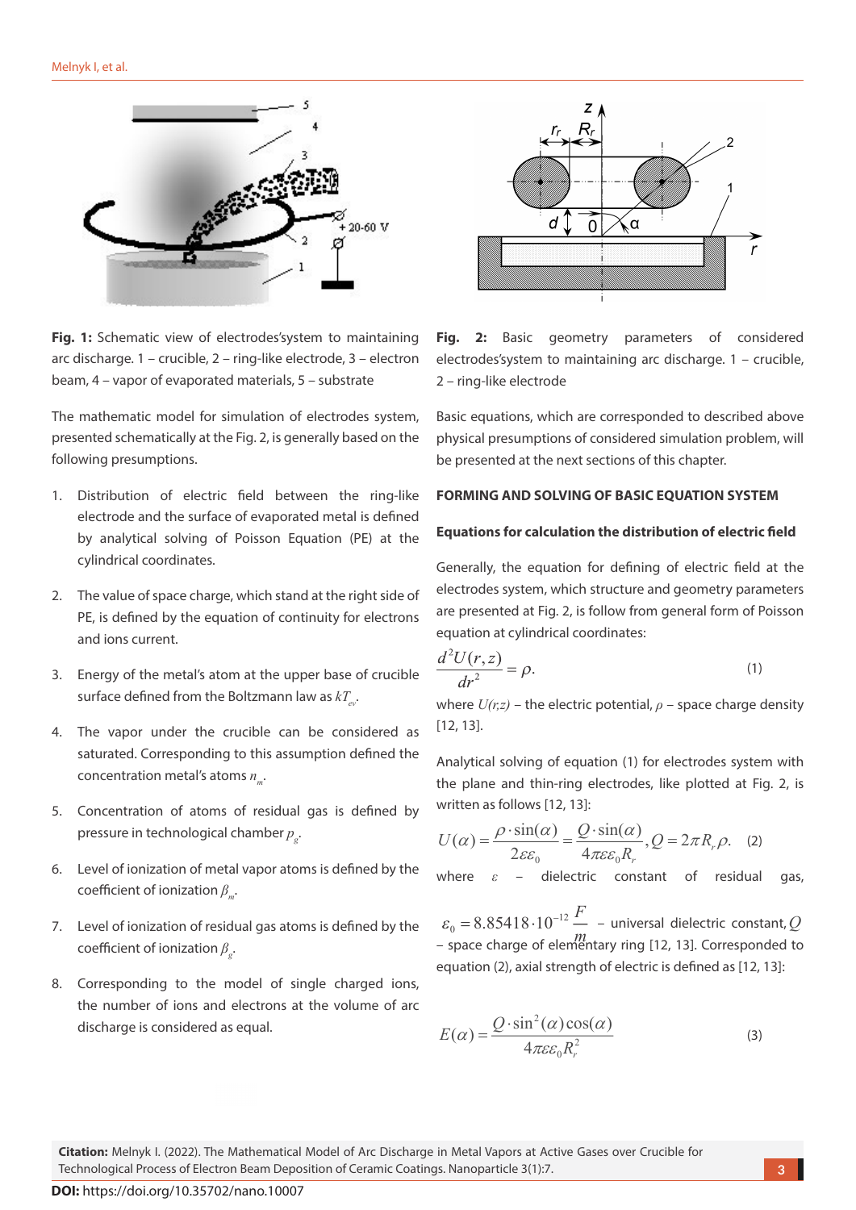**Fig. 1:** Schematic view of electrodes'system to maintaining arc discharge. 1 – crucible, 2 – ring-like electrode, 3 – electron beam, 4 – vapor of evaporated materials, 5 – substrate

**Fig. 2:** Basic geometry parameters of considered electrodes'system to maintaining arc discharge. 1 – crucible, 2 – ring-like electrode

The mathematic model for simulation of electrodes system, presented schematically at the Fig. 2, is generally based on the following presumptions.

1. Distribution of electric field between the ring-like electrode and the surface of evaporated metal is defined by analytical solving of Poisson Equation (PE) at the cylindrical coordinates.

2. The value of space charge, which stand at the right side of PE, is defined by the equation of continuity for electrons and ions current.

3. Energy of the metal's atom at the upper base of crucible surface defined from the Boltzmann law as $kT_{ev}$.

4. The vapor under the crucible can be considered as saturated. Corresponding to this assumption defined the concentration metal's atoms $n_m$.

5. Concentration of atoms of residual gas is defined by pressure in technological chamber $p_g$.

6. Level of ionization of metal vapor atoms is defined by the coefficient of ionization $\beta_m$.

7. Level of ionization of residual gas atoms is defined by the coefficient of ionization $\beta_g$.

8. Corresponding to the model of single charged ions, the number of ions and electrons at the volume of arc discharge is considered as equal.

Basic equations, which are corresponded to described above physical presumptions of considered simulation problem, will be presented at the next sections of this chapter.

## FORMING AND SOLVING OF BASIC EQUATION SYSTEM

### Equations for calculation the distribution of electric field

Generally, the equation for defining of electric field at the electrodes system, which structure and geometry parameters are presented at Fig. 2, is follow from general form of Poisson equation at cylindrical coordinates:

$$\frac{d^2U(r,z)}{dr^2} = \rho. \quad (1)$$

where $U(r,z)$ – the electric potential, $\rho$ – space charge density [12, 13].

Analytical solving of equation (1) for electrodes system with the plane and thin-ring electrodes, like plotted at Fig. 2, is written as follows [12, 13]:

$$U(\alpha) = \frac{\rho \cdot \sin(\alpha)}{2\varepsilon\varepsilon_0} = \frac{Q \cdot \sin(\alpha)}{4\pi\varepsilon\varepsilon_0 R_r}, Q = 2\pi R_r \rho. \quad (2)$$

where $\varepsilon$ – dielectric constant of residual gas, $\varepsilon_0 = 8.85418 \cdot 10^{-12}\ \frac{F}{m}$ – universal dielectric constant, $Q$ – space charge of elementary ring [12, 13]. Corresponded to equation (2), axial strength of electric is defined as [12, 13]:

$$E(\alpha) = \frac{Q \cdot \sin^2(\alpha)\cos(\alpha)}{4\pi\varepsilon\varepsilon_0 R_r^2} \quad (3)$$

**Citation:** Melnyk I. (2022). The Mathematical Model of Arc Discharge in Metal Vapors at Active Gases over Crucible for Technological Process of Electron Beam Deposition of Ceramic Coatings. Nanoparticle 3(1):7.

**DOI:** https://doi.org/10.35702/nano.10007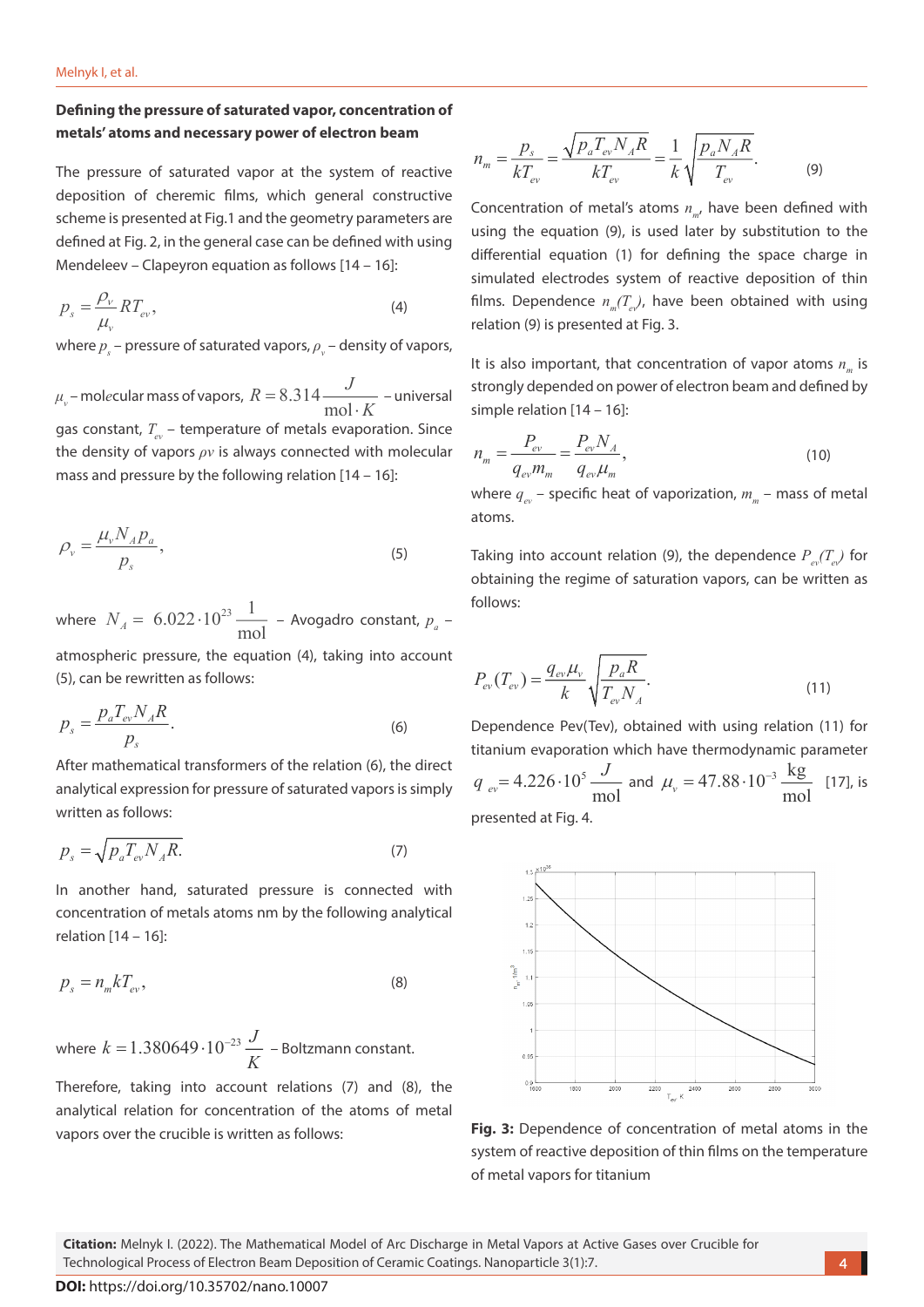**Defining the pressure of saturated vapor, concentration of metals' atoms and necessary power of electron beam**

The pressure of saturated vapor at the system of reactive deposition of cheremic films, which general constructive scheme is presented at Fig.1 and the geometry parameters are defined at Fig. 2, in the general case can be defined with using Mendeleev – Clapeyron equation as follows [14 – 16]:

$$p_s = \frac{\rho_v}{\mu_v} R T_{ev}, \tag{4}$$

where $p_s$ – pressure of saturated vapors, $\rho_v$ – density of vapors, $\mu_v$ – molecular mass of vapors, $R = 8.314 \frac{J}{\text{mol} \cdot K}$ – universal gas constant, $T_{ev}$ – temperature of metals evaporation. Since the density of vapors $\rho v$ is always connected with molecular mass and pressure by the following relation [14 – 16]:

$$\rho_v = \frac{\mu_v N_A p_a}{p_s}, \tag{5}$$

where $N_A = 6.022 \cdot 10^{23} \frac{1}{\text{mol}}$ – Avogadro constant, $p_a$ – atmospheric pressure, the equation (4), taking into account (5), can be rewritten as follows:

$$p_s = \frac{p_a T_{ev} N_A R}{p_s}. \tag{6}$$

After mathematical transformers of the relation (6), the direct analytical expression for pressure of saturated vapors is simply written as follows:

$$p_s = \sqrt{p_a T_{ev} N_A R}. \tag{7}$$

In another hand, saturated pressure is connected with concentration of metals atoms nm by the following analytical relation [14 – 16]:

$$p_s = n_m k T_{ev}, \tag{8}$$

where $k = 1.380649 \cdot 10^{-23} \frac{J}{K}$ – Boltzmann constant.

Therefore, taking into account relations (7) and (8), the analytical relation for concentration of the atoms of metal vapors over the crucible is written as follows:

$$n_m = \frac{p_s}{k T_{ev}} = \frac{\sqrt{p_a T_{ev} N_A R}}{k T_{ev}} = \frac{1}{k} \sqrt{\frac{p_a N_A R}{T_{ev}}}. \tag{9}$$

Concentration of metal's atoms $n_m$, have been defined with using the equation (9), is used later by substitution to the differential equation (1) for defining the space charge in simulated electrodes system of reactive deposition of thin films. Dependence $n_m(T_{ev})$, have been obtained with using relation (9) is presented at Fig. 3.

It is also important, that concentration of vapor atoms $n_m$ is strongly depended on power of electron beam and defined by simple relation [14 – 16]:

$$n_m = \frac{P_{ev}}{q_{ev} m_m} = \frac{P_{ev} N_A}{q_{ev} \mu_m}, \tag{10}$$

where $q_{ev}$ – specific heat of vaporization, $m_m$ – mass of metal atoms.

Taking into account relation (9), the dependence $P_{ev}(T_{ev})$ for obtaining the regime of saturation vapors, can be written as follows:

$$P_{ev}(T_{ev}) = \frac{q_{ev} \mu_v}{k} \sqrt{\frac{p_a R}{T_{ev} N_A}}. \tag{11}$$

Dependence Pev(Tev), obtained with using relation (11) for titanium evaporation which have thermodynamic parameter $q_{ev} = 4.226 \cdot 10^5 \frac{J}{\text{mol}}$ and $\mu_v = 47.88 \cdot 10^{-3} \frac{\text{kg}}{\text{mol}}$ [17], is presented at Fig. 4.

**Fig. 3:** Dependence of concentration of metal atoms in the system of reactive deposition of thin films on the temperature of metal vapors for titanium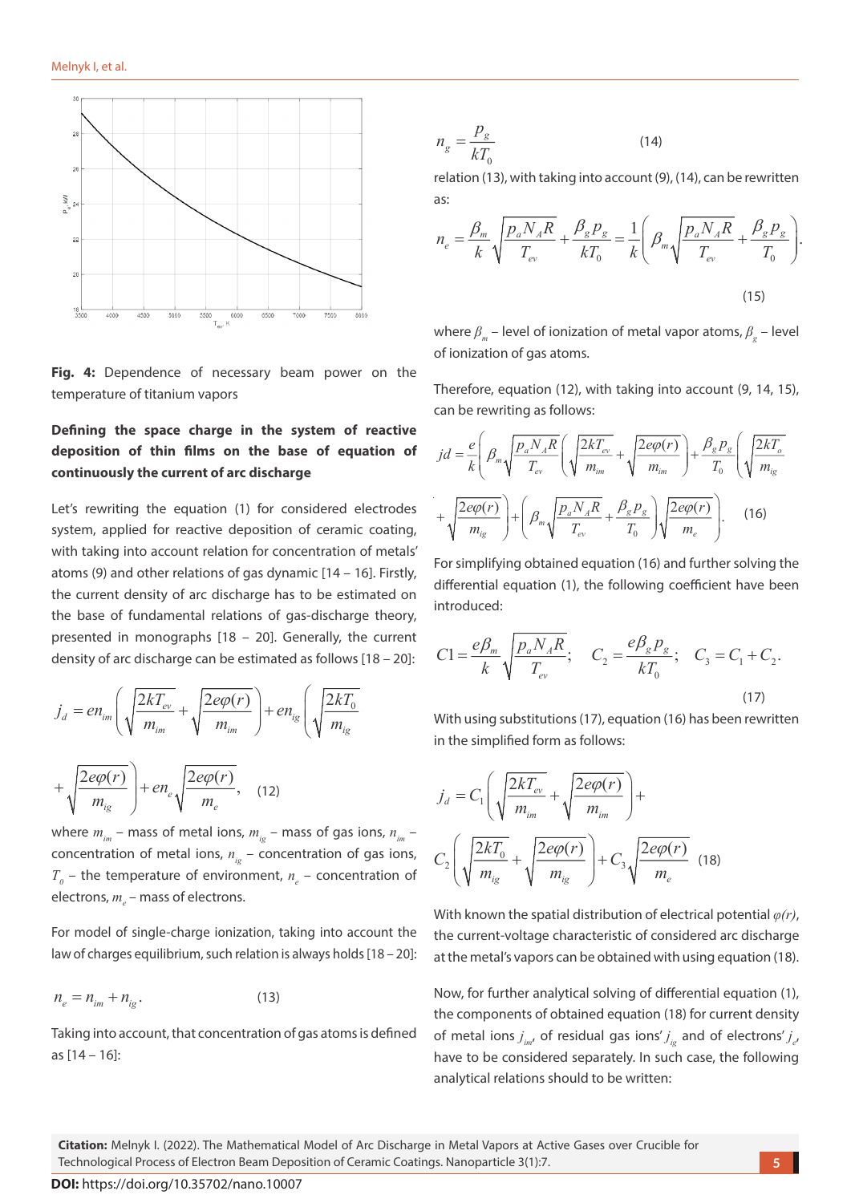**Fig. 4:** Dependence of necessary beam power on the temperature of titanium vapors

**Defining the space charge in the system of reactive deposition of thin films on the base of equation of continuously the current of arc discharge**

Let's rewriting the equation (1) for considered electrodes system, applied for reactive deposition of ceramic coating, with taking into account relation for concentration of metals' atoms (9) and other relations of gas dynamic [14 – 16]. Firstly, the current density of arc discharge has to be estimated on the base of fundamental relations of gas-discharge theory, presented in monographs [18 – 20]. Generally, the current density of arc discharge can be estimated as follows [18 – 20]:

$$j_d = en_{im}\left(\sqrt{\frac{2kT_{ev}}{m_{im}}} + \sqrt{\frac{2e\varphi(r)}{m_{im}}}\right) + en_{ig}\left(\sqrt{\frac{2kT_0}{m_{ig}}} + \sqrt{\frac{2e\varphi(r)}{m_{ig}}}\right) + en_e\sqrt{\frac{2e\varphi(r)}{m_e}}, \quad (12)$$

where $m_{im}$ – mass of metal ions, $m_{ig}$ – mass of gas ions, $n_{im}$ – concentration of metal ions, $n_{ig}$ – concentration of gas ions, $T_0$ – the temperature of environment, $n_e$ – concentration of electrons, $m_e$ – mass of electrons.

For model of single-charge ionization, taking into account the law of charges equilibrium, such relation is always holds [18 – 20]:

$$n_e = n_{im} + n_{ig}. \quad (13)$$

Taking into account, that concentration of gas atoms is defined as [14 – 16]:

$$n_g = \frac{p_g}{kT_0} \quad (14)$$

relation (13), with taking into account (9), (14), can be rewritten as:

$$n_e = \frac{\beta_m}{k}\sqrt{\frac{p_a N_A R}{T_{ev}}} + \frac{\beta_g p_g}{kT_0} = \frac{1}{k}\left(\beta_m\sqrt{\frac{p_a N_A R}{T_{ev}}} + \frac{\beta_g p_g}{T_0}\right). \quad (15)$$

where $\beta_m$ – level of ionization of metal vapor atoms, $\beta_g$ – level of ionization of gas atoms.

Therefore, equation (12), with taking into account (9, 14, 15), can be rewriting as follows:

$$jd = \frac{e}{k}\left(\beta_m\sqrt{\frac{p_a N_A R}{T_{ev}}}\left(\sqrt{\frac{2kT_{ev}}{m_{im}}} + \sqrt{\frac{2e\varphi(r)}{m_{im}}}\right) + \frac{\beta_g p_g}{T_0}\left(\sqrt{\frac{2kT_o}{m_{ig}}} + \sqrt{\frac{2e\varphi(r)}{m_{ig}}}\right) + \left(\beta_m\sqrt{\frac{p_a N_A R}{T_{ev}}} + \frac{\beta_g p_g}{T_0}\right)\sqrt{\frac{2e\varphi(r)}{m_e}}\right). \quad (16)$$

For simplifying obtained equation (16) and further solving the differential equation (1), the following coefficient have been introduced:

$$C1 = \frac{e\beta_m}{k}\sqrt{\frac{p_a N_A R}{T_{ev}}}; \quad C_2 = \frac{e\beta_g p_g}{kT_0}; \quad C_3 = C_1 + C_2. \quad (17)$$

With using substitutions (17), equation (16) has been rewritten in the simplified form as follows:

$$j_d = C_1\left(\sqrt{\frac{2kT_{ev}}{m_{im}}} + \sqrt{\frac{2e\varphi(r)}{m_{im}}}\right) + C_2\left(\sqrt{\frac{2kT_0}{m_{ig}}} + \sqrt{\frac{2e\varphi(r)}{m_{ig}}}\right) + C_3\sqrt{\frac{2e\varphi(r)}{m_e}} \quad (18)$$

With known the spatial distribution of electrical potential $\varphi(r)$, the current-voltage characteristic of considered arc discharge at the metal's vapors can be obtained with using equation (18).

Now, for further analytical solving of differential equation (1), the components of obtained equation (18) for current density of metal ions $j_{im}$, of residual gas ions' $j_{ig}$ and of electrons' $j_e$, have to be considered separately. In such case, the following analytical relations should to be written:

**Citation:** Melnyk I. (2022). The Mathematical Model of Arc Discharge in Metal Vapors at Active Gases over Crucible for Technological Process of Electron Beam Deposition of Ceramic Coatings. Nanoparticle 3(1):7.

**DOI:** https://doi.org/10.35702/nano.10007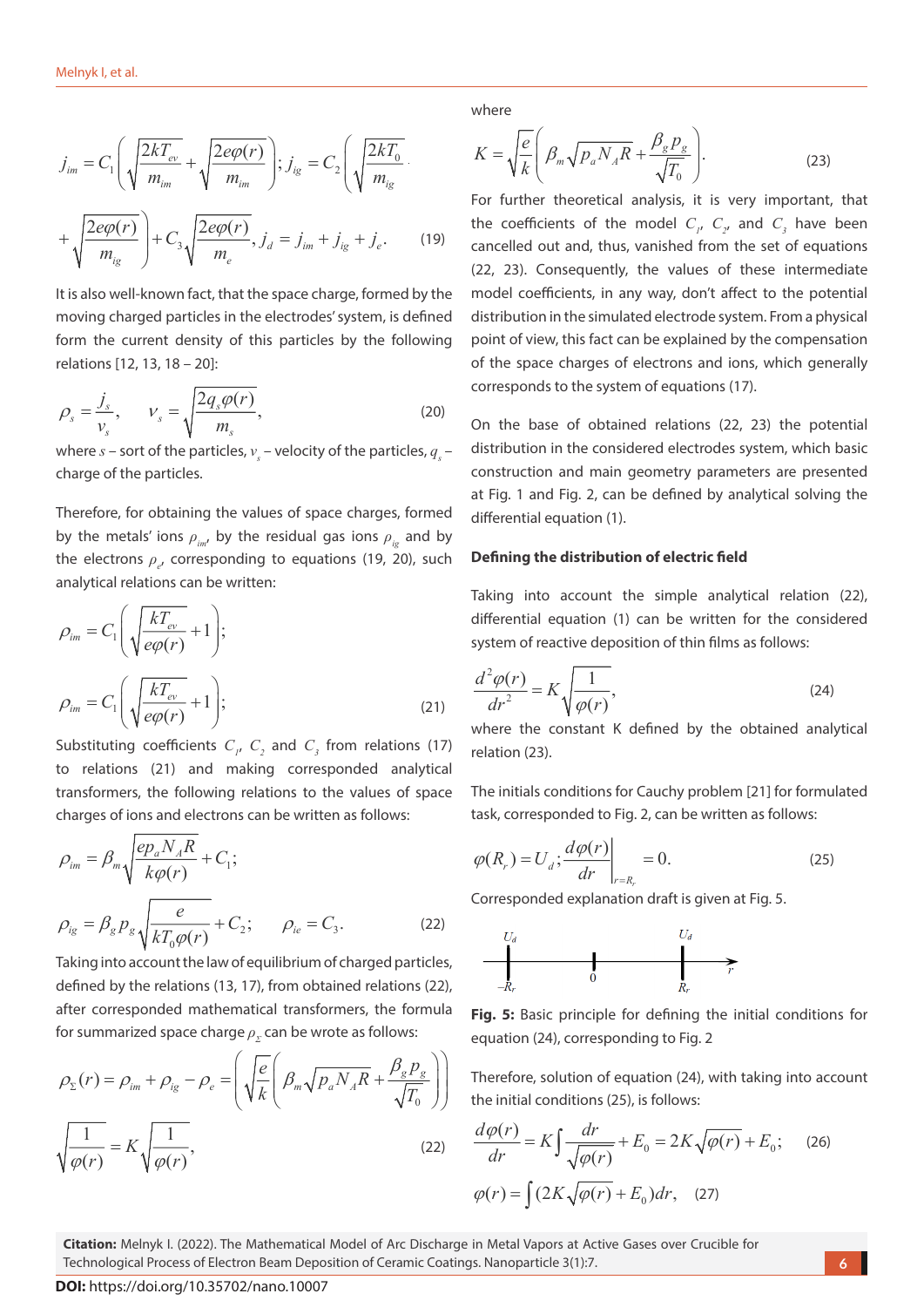$$j_{im} = C_1\left(\sqrt{\frac{2kT_{ev}}{m_{im}}} + \sqrt{\frac{2e\varphi(r)}{m_{im}}}\right);\ j_{ig} = C_2\left(\sqrt{\frac{2kT_0}{m_{ig}}}\right.$$

$$\left.+\sqrt{\frac{2e\varphi(r)}{m_{ig}}}\right) + C_3\sqrt{\frac{2e\varphi(r)}{m_e}},\ j_d = j_{im} + j_{ig} + j_e. \qquad (19)$$

It is also well-known fact, that the space charge, formed by the moving charged particles in the electrodes' system, is defined form the current density of this particles by the following relations [12, 13, 18 – 20]:

$$\rho_s = \frac{j_s}{v_s}, \qquad v_s = \sqrt{\frac{2q_s\varphi(r)}{m_s}}, \qquad (20)$$

where $s$ – sort of the particles, $v_s$ – velocity of the particles, $q_s$ – charge of the particles.

Therefore, for obtaining the values of space charges, formed by the metals' ions $\rho_{im}$, by the residual gas ions $\rho_{ig}$ and by the electrons $\rho_e$, corresponding to equations (19, 20), such analytical relations can be written:

$$\rho_{im} = C_1\left(\sqrt{\frac{kT_{ev}}{e\varphi(r)}} + 1\right);$$

$$\rho_{im} = C_1\left(\sqrt{\frac{kT_{ev}}{e\varphi(r)}} + 1\right); \qquad (21)$$

Substituting coefficients $C_1$, $C_2$ and $C_3$ from relations (17) to relations (21) and making corresponded analytical transformers, the following relations to the values of space charges of ions and electrons can be written as follows:

$$\rho_{im} = \beta_m\sqrt{\frac{ep_aN_AR}{k\varphi(r)}} + C_1;$$

$$\rho_{ig} = \beta_g p_g\sqrt{\frac{e}{kT_0\varphi(r)}} + C_2; \qquad \rho_{ie} = C_3. \qquad (22)$$

Taking into account the law of equilibrium of charged particles, defined by the relations (13, 17), from obtained relations (22), after corresponded mathematical transformers, the formula for summarized space charge $\rho_\Sigma$ can be wrote as follows:

$$\rho_\Sigma(r) = \rho_{im} + \rho_{ig} - \rho_e = \left(\sqrt{\frac{e}{k}}\left(\beta_m\sqrt{p_aN_AR} + \frac{\beta_g p_g}{\sqrt{T_0}}\right)\right)$$

$$\sqrt{\frac{1}{\varphi(r)}} = K\sqrt{\frac{1}{\varphi(r)}}, \qquad (22)$$

where

$$K = \sqrt{\frac{e}{k}}\left(\beta_m\sqrt{p_aN_AR} + \frac{\beta_g p_g}{\sqrt{T_0}}\right). \qquad (23)$$

For further theoretical analysis, it is very important, that the coefficients of the model $C_1$, $C_2$, and $C_3$ have been cancelled out and, thus, vanished from the set of equations (22, 23). Consequently, the values of these intermediate model coefficients, in any way, don't affect to the potential distribution in the simulated electrode system. From a physical point of view, this fact can be explained by the compensation of the space charges of electrons and ions, which generally corresponds to the system of equations (17).

On the base of obtained relations (22, 23) the potential distribution in the considered electrodes system, which basic construction and main geometry parameters are presented at Fig. 1 and Fig. 2, can be defined by analytical solving the differential equation (1).

**Defining the distribution of electric field**

Taking into account the simple analytical relation (22), differential equation (1) can be written for the considered system of reactive deposition of thin films as follows:

$$\frac{d^2\varphi(r)}{dr^2} = K\sqrt{\frac{1}{\varphi(r)}}, \qquad (24)$$

where the constant K defined by the obtained analytical relation (23).

The initials conditions for Cauchy problem [21] for formulated task, corresponded to Fig. 2, can be written as follows:

$$\varphi(R_r) = U_d;\ \left.\frac{d\varphi(r)}{dr}\right|_{r=R_r} = 0. \qquad (25)$$

Corresponded explanation draft is given at Fig. 5.

**Fig. 5:** Basic principle for defining the initial conditions for equation (24), corresponding to Fig. 2

Therefore, solution of equation (24), with taking into account the initial conditions (25), is follows:

$$\frac{d\varphi(r)}{dr} = K\int\frac{dr}{\sqrt{\varphi(r)}} + E_0 = 2K\sqrt{\varphi(r)} + E_0; \qquad (26)$$

$$\varphi(r) = \int(2K\sqrt{\varphi(r)} + E_0)dr, \qquad (27)$$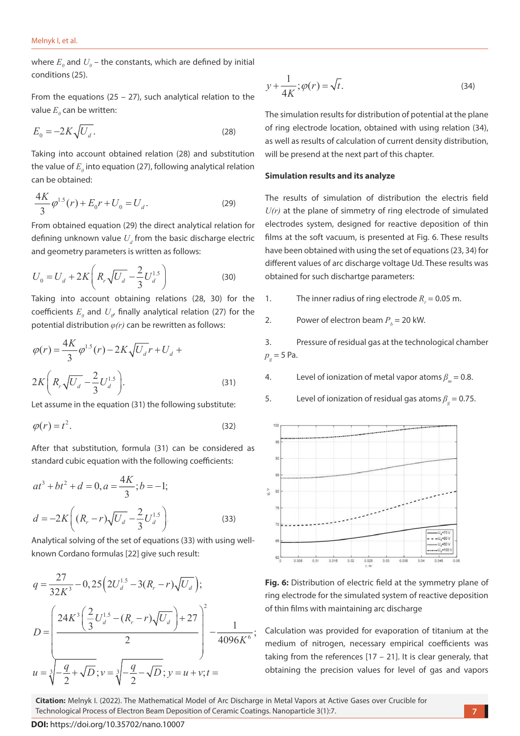where $E_0$ and $U_0$ – the constants, which are defined by initial conditions (25).

From the equations (25 – 27), such analytical relation to the value $E_0$ can be written:

$$E_0 = -2K\sqrt{U_d}. \tag{28}$$

Taking into account obtained relation (28) and substitution the value of $E_0$ into equation (27), following analytical relation can be obtained:

$$\frac{4K}{3}\varphi^{1.5}(r) + E_0 r + U_0 = U_d. \tag{29}$$

From obtained equation (29) the direct analytical relation for defining unknown value $U_d$ from the basic discharge electric and geometry parameters is written as follows:

$$U_0 = U_d + 2K\left(R_r\sqrt{U_d} - \frac{2}{3}U_d^{1.5}\right) \tag{30}$$

Taking into account obtaining relations (28, 30) for the coefficients $E_0$ and $U_0$, finally analytical relation (27) for the potential distribution $\varphi(r)$ can be rewritten as follows:

$$\varphi(r) = \frac{4K}{3}\varphi^{1.5}(r) - 2K\sqrt{U_d}\,r + U_d +$$

$$2K\left(R_r\sqrt{U_d} - \frac{2}{3}U_d^{1.5}\right). \tag{31}$$

Let assume in the equation (31) the following substitute:

$$\varphi(r) = t^2. \tag{32}$$

After that substitution, formula (31) can be considered as standard cubic equation with the following coefficients:

$$at^3 + bt^2 + d = 0, a = \frac{4K}{3}; b = -1;$$

$$d = -2K\left((R_r - r)\sqrt{U_d} - \frac{2}{3}U_d^{1.5}\right). \tag{33}$$

Analytical solving of the set of equations (33) with using well-known Cordano formulas [22] give such result:

$$q = \frac{27}{32K^3} - 0,25\left(2U_d^{1.5} - 3(R_r - r)\sqrt{U_d}\right);$$

$$D = \left(\frac{24K^3\left(\frac{2}{3}U_d^{1.5} - (R_r - r)\sqrt{U_d}\right) + 27}{2}\right)^2 - \frac{1}{4096K^6};$$

$$u = \sqrt[3]{-\frac{q}{2} + \sqrt{D}}; v = \sqrt[3]{-\frac{q}{2} - \sqrt{D}}; y = u + v; t =$$

$$y + \frac{1}{4K}; \varphi(r) = \sqrt{t}. \tag{34}$$

The simulation results for distribution of potential at the plane of ring electrode location, obtained with using relation (34), as well as results of calculation of current density distribution, will be presend at the next part of this chapter.

**Simulation results and its analyze**

The results of simulation of distribution the electris field $U(r)$ at the plane of simmetry of ring electrode of simulated electrodes system, designed for reactive deposition of thin films at the soft vacuum, is presented at Fig. 6. These results have been obtained with using the set of equations (23, 34) for different values of arc discharge voltage Ud. These results was obtained for such dischartge parameters:

1. The inner radius of ring electrode $R_r = 0.05$ m.
2. Power of electron beam $P_b = 20$ kW.
3. Pressure of residual gas at the technological chamber $p_g = 5$ Pa.
4. Level of ionization of metal vapor atoms $\beta_m = 0.8$.
5. Level of ionization of residual gas atoms $\beta_g = 0.75$.

**Fig. 6:** Distribution of electric field at the symmetry plane of ring electrode for the simulated system of reactive deposition of thin films with maintaining arc discharge

Calculation was provided for evaporation of titanium at the medium of nitrogen, necessary empirical coefficients was taking from the references [17 – 21]. It is clear generaly, that obtaining the precision values for level of gas and vapors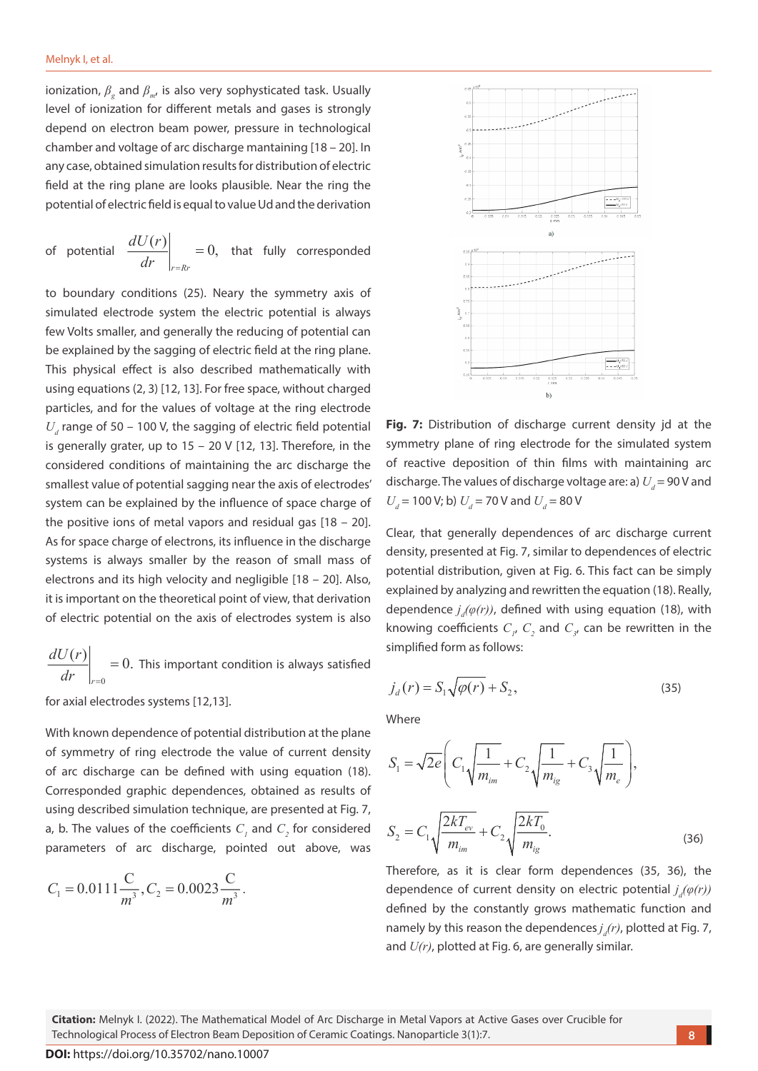ionization, $\beta_g$ and $\beta_m$, is also very sophysticated task. Usually level of ionization for different metals and gases is strongly depend on electron beam power, pressure in technological chamber and voltage of arc discharge mantaining [18 – 20]. In any case, obtained simulation results for distribution of electric field at the ring plane are looks plausible. Near the ring the potential of electric field is equal to value Ud and the derivation of potential $\left.\frac{dU(r)}{dr}\right|_{r=Rr} = 0$, that fully corresponded to boundary conditions (25). Neary the symmetry axis of simulated electrode system the electric potential is always few Volts smaller, and generally the reducing of potential can be explained by the sagging of electric field at the ring plane. This physical effect is also described mathematically with using equations (2, 3) [12, 13]. For free space, without charged particles, and for the values of voltage at the ring electrode $U_d$ range of 50 – 100 V, the sagging of electric field potential is generally grater, up to 15 – 20 V [12, 13]. Therefore, in the considered conditions of maintaining the arc discharge the smallest value of potential sagging near the axis of electrodes' system can be explained by the influence of space charge of the positive ions of metal vapors and residual gas [18 – 20]. As for space charge of electrons, its influence in the discharge systems is always smaller by the reason of small mass of electrons and its high velocity and negligible [18 – 20]. Also, it is important on the theoretical point of view, that derivation of electric potential on the axis of electrodes system is also $\left.\frac{dU(r)}{dr}\right|_{r=0} = 0$. This important condition is always satisfied for axial electrodes systems [12,13].

With known dependence of potential distribution at the plane of symmetry of ring electrode the value of current density of arc discharge can be defined with using equation (18). Corresponded graphic dependences, obtained as results of using described simulation technique, are presented at Fig. 7, a, b. The values of the coefficients $C_1$ and $C_2$ for considered parameters of arc discharge, pointed out above, was

$$C_1 = 0.0111\frac{\text{C}}{m^3}, C_2 = 0.0023\frac{\text{C}}{m^3}.$$

**Fig. 7:** Distribution of discharge current density jd at the symmetry plane of ring electrode for the simulated system of reactive deposition of thin films with maintaining arc discharge. The values of discharge voltage are: a) $U_d$ = 90 V and $U_d$ = 100 V; b) $U_d$ = 70 V and $U_d$ = 80 V

Clear, that generally dependences of arc discharge current density, presented at Fig. 7, similar to dependences of electric potential distribution, given at Fig. 6. This fact can be simply explained by analyzing and rewritten the equation (18). Really, dependence $j_d(\varphi(r))$, defined with using equation (18), with knowing coefficients $C_1$, $C_2$ and $C_3$, can be rewritten in the simplified form as follows:

$$j_d(r) = S_1\sqrt{\varphi(r)} + S_2, \tag{35}$$

Where

$$S_1 = \sqrt{2e}\left(C_1\sqrt{\frac{1}{m_{im}}} + C_2\sqrt{\frac{1}{m_{ig}}} + C_3\sqrt{\frac{1}{m_e}}\right),$$

$$S_2 = C_1\sqrt{\frac{2kT_{ev}}{m_{im}}} + C_2\sqrt{\frac{2kT_0}{m_{ig}}}. \tag{36}$$

Therefore, as it is clear form dependences (35, 36), the dependence of current density on electric potential $j_d(\varphi(r))$ defined by the constantly grows mathematic function and namely by this reason the dependences $j_d(r)$, plotted at Fig. 7, and $U(r)$, plotted at Fig. 6, are generally similar.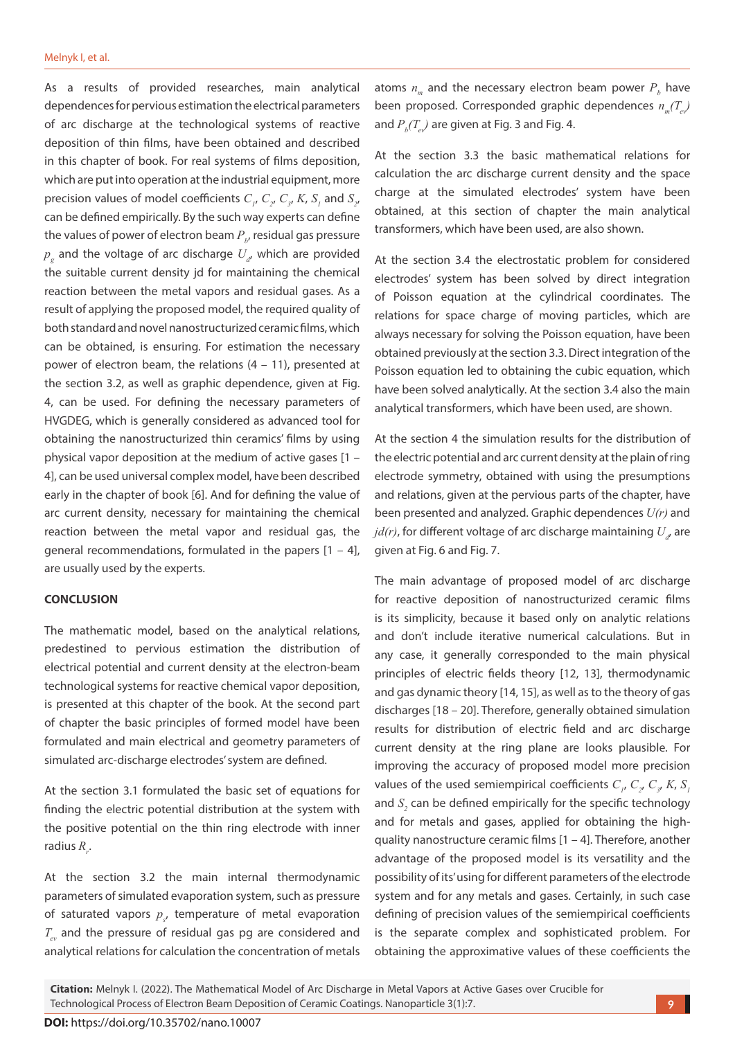As a results of provided researches, main analytical dependences for pervious estimation the electrical parameters of arc discharge at the technological systems of reactive deposition of thin films, have been obtained and described in this chapter of book. For real systems of films deposition, which are put into operation at the industrial equipment, more precision values of model coefficients $C_1$, $C_2$, $C_3$, $K$, $S_1$ and $S_2$, can be defined empirically. By the such way experts can define the values of power of electron beam $P_b$, residual gas pressure $p_g$ and the voltage of arc discharge $U_d$, which are provided the suitable current density jd for maintaining the chemical reaction between the metal vapors and residual gases. As a result of applying the proposed model, the required quality of both standard and novel nanostructurized ceramic films, which can be obtained, is ensuring. For estimation the necessary power of electron beam, the relations (4 – 11), presented at the section 3.2, as well as graphic dependence, given at Fig. 4, can be used. For defining the necessary parameters of HVGDEG, which is generally considered as advanced tool for obtaining the nanostructurized thin ceramics' films by using physical vapor deposition at the medium of active gases [1 – 4], can be used universal complex model, have been described early in the chapter of book [6]. And for defining the value of arc current density, necessary for maintaining the chemical reaction between the metal vapor and residual gas, the general recommendations, formulated in the papers [1 – 4], are usually used by the experts.

## CONCLUSION

The mathematic model, based on the analytical relations, predestined to pervious estimation the distribution of electrical potential and current density at the electron-beam technological systems for reactive chemical vapor deposition, is presented at this chapter of the book. At the second part of chapter the basic principles of formed model have been formulated and main electrical and geometry parameters of simulated arc-discharge electrodes' system are defined.

At the section 3.1 formulated the basic set of equations for finding the electric potential distribution at the system with the positive potential on the thin ring electrode with inner radius $R_r$.

At the section 3.2 the main internal thermodynamic parameters of simulated evaporation system, such as pressure of saturated vapors $p_s$, temperature of metal evaporation $T_{ev}$ and the pressure of residual gas pg are considered and analytical relations for calculation the concentration of metals atoms $n_m$ and the necessary electron beam power $P_b$ have been proposed. Corresponded graphic dependences $n_m(T_{ev})$ and $P_b(T_{ev})$ are given at Fig. 3 and Fig. 4.

At the section 3.3 the basic mathematical relations for calculation the arc discharge current density and the space charge at the simulated electrodes' system have been obtained, at this section of chapter the main analytical transformers, which have been used, are also shown.

At the section 3.4 the electrostatic problem for considered electrodes' system has been solved by direct integration of Poisson equation at the cylindrical coordinates. The relations for space charge of moving particles, which are always necessary for solving the Poisson equation, have been obtained previously at the section 3.3. Direct integration of the Poisson equation led to obtaining the cubic equation, which have been solved analytically. At the section 3.4 also the main analytical transformers, which have been used, are shown.

At the section 4 the simulation results for the distribution of the electric potential and arc current density at the plain of ring electrode symmetry, obtained with using the presumptions and relations, given at the pervious parts of the chapter, have been presented and analyzed. Graphic dependences $U(r)$ and $jd(r)$, for different voltage of arc discharge maintaining $U_d$, are given at Fig. 6 and Fig. 7.

The main advantage of proposed model of arc discharge for reactive deposition of nanostructurized ceramic films is its simplicity, because it based only on analytic relations and don't include iterative numerical calculations. But in any case, it generally corresponded to the main physical principles of electric fields theory [12, 13], thermodynamic and gas dynamic theory [14, 15], as well as to the theory of gas discharges [18 – 20]. Therefore, generally obtained simulation results for distribution of electric field and arc discharge current density at the ring plane are looks plausible. For improving the accuracy of proposed model more precision values of the used semiempirical coefficients $C_1$, $C_2$, $C_3$, $K$, $S_1$ and $S_2$ can be defined empirically for the specific technology and for metals and gases, applied for obtaining the high-quality nanostructure ceramic films [1 – 4]. Therefore, another advantage of the proposed model is its versatility and the possibility of its' using for different parameters of the electrode system and for any metals and gases. Certainly, in such case defining of precision values of the semiempirical coefficients is the separate complex and sophisticated problem. For obtaining the approximative values of these coefficients the

**Citation:** Melnyk I. (2022). The Mathematical Model of Arc Discharge in Metal Vapors at Active Gases over Crucible for Technological Process of Electron Beam Deposition of Ceramic Coatings. Nanoparticle 3(1):7.

**DOI:** https://doi.org/10.35702/nano.10007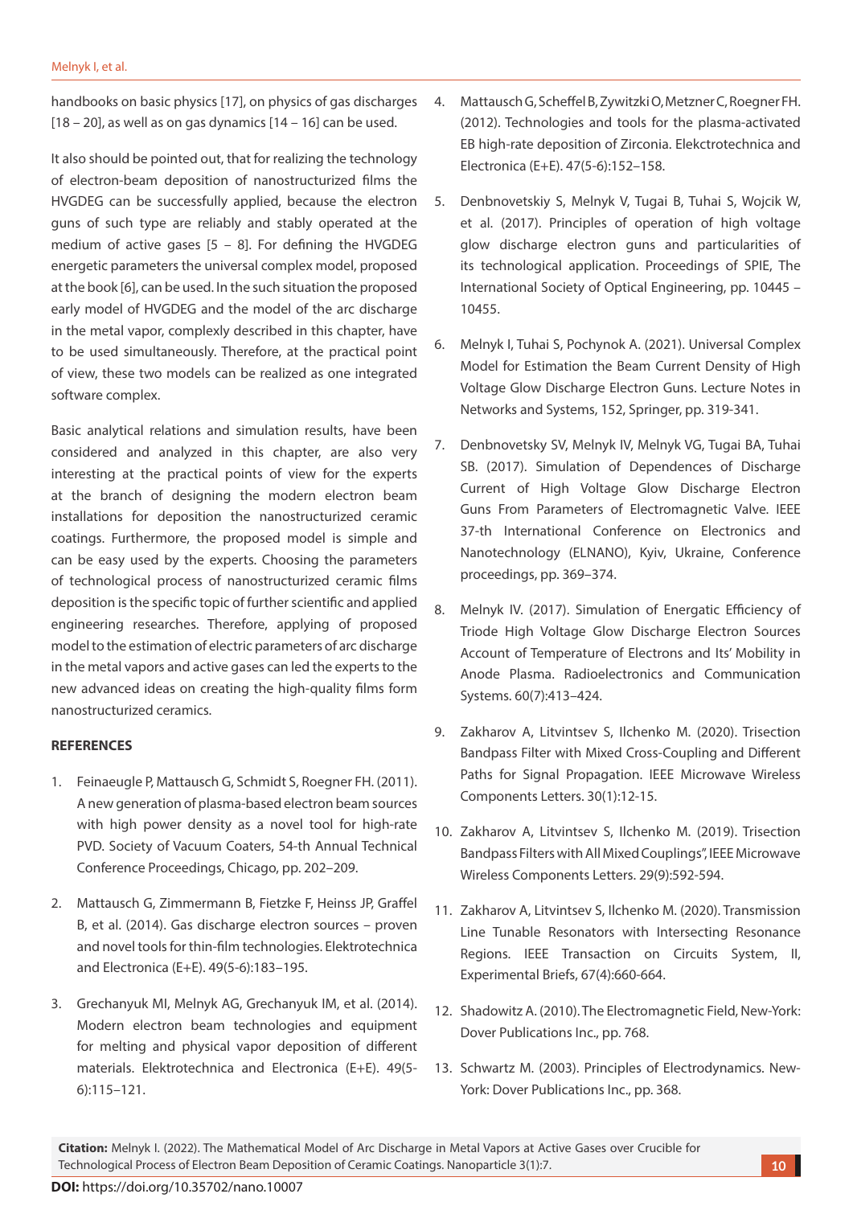handbooks on basic physics [17], on physics of gas discharges [18 – 20], as well as on gas dynamics [14 – 16] can be used.

It also should be pointed out, that for realizing the technology of electron-beam deposition of nanostructurized films the HVGDEG can be successfully applied, because the electron guns of such type are reliably and stably operated at the medium of active gases [5 – 8]. For defining the HVGDEG energetic parameters the universal complex model, proposed at the book [6], can be used. In the such situation the proposed early model of HVGDEG and the model of the arc discharge in the metal vapor, complexly described in this chapter, have to be used simultaneously. Therefore, at the practical point of view, these two models can be realized as one integrated software complex.

Basic analytical relations and simulation results, have been considered and analyzed in this chapter, are also very interesting at the practical points of view for the experts at the branch of designing the modern electron beam installations for deposition the nanostructurized ceramic coatings. Furthermore, the proposed model is simple and can be easy used by the experts. Choosing the parameters of technological process of nanostructurized ceramic films deposition is the specific topic of further scientific and applied engineering researches. Therefore, applying of proposed model to the estimation of electric parameters of arc discharge in the metal vapors and active gases can led the experts to the new advanced ideas on creating the high-quality films form nanostructurized ceramics.

## REFERENCES

1. Feinaeugle P, Mattausch G, Schmidt S, Roegner FH. (2011). A new generation of plasma-based electron beam sources with high power density as a novel tool for high-rate PVD. Society of Vacuum Coaters, 54-th Annual Technical Conference Proceedings, Chicago, pp. 202–209.

2. Mattausch G, Zimmermann B, Fietzke F, Heinss JP, Graffel B, et al. (2014). Gas discharge electron sources – proven and novel tools for thin-film technologies. Elektrotechnica and Electronica (E+E). 49(5-6):183–195.

3. Grechanyuk MI, Melnyk AG, Grechanyuk IM, et al. (2014). Modern electron beam technologies and equipment for melting and physical vapor deposition of different materials. Elektrotechnica and Electronica (E+E). 49(5-6):115–121.

4. Mattausch G, Scheffel B, Zywitzki O, Metzner C, Roegner FH. (2012). Technologies and tools for the plasma-activated EB high-rate deposition of Zirconia. Elekctrotechnica and Electronica (E+E). 47(5-6):152–158.

5. Denbnovetskiy S, Melnyk V, Tugai B, Tuhai S, Wojcik W, et al. (2017). Principles of operation of high voltage glow discharge electron guns and particularities of its technological application. Proceedings of SPIE, The International Society of Optical Engineering, pp. 10445 – 10455.

6. Melnyk I, Tuhai S, Pochynok A. (2021). Universal Complex Model for Estimation the Beam Current Density of High Voltage Glow Discharge Electron Guns. Lecture Notes in Networks and Systems, 152, Springer, pp. 319-341.

7. Denbnovetsky SV, Melnyk IV, Melnyk VG, Tugai BA, Tuhai SB. (2017). Simulation of Dependences of Discharge Current of High Voltage Glow Discharge Electron Guns From Parameters of Electromagnetic Valve. IEEE 37-th International Conference on Electronics and Nanotechnology (ELNANO), Kyiv, Ukraine, Conference proceedings, pp. 369–374.

8. Melnyk IV. (2017). Simulation of Energatic Efficiency of Triode High Voltage Glow Discharge Electron Sources Account of Temperature of Electrons and Its' Mobility in Anode Plasma. Radioelectronics and Communication Systems. 60(7):413–424.

9. Zakharov A, Litvintsev S, Ilchenko M. (2020). Trisection Bandpass Filter with Mixed Cross-Coupling and Different Paths for Signal Propagation. IEEE Microwave Wireless Components Letters. 30(1):12-15.

10. Zakharov A, Litvintsev S, Ilchenko M. (2019). Trisection Bandpass Filters with All Mixed Couplings", IEEE Microwave Wireless Components Letters. 29(9):592-594.

11. Zakharov A, Litvintsev S, Ilchenko M. (2020). Transmission Line Tunable Resonators with Intersecting Resonance Regions. IEEE Transaction on Circuits System, II, Experimental Briefs, 67(4):660-664.

12. Shadowitz A. (2010). The Electromagnetic Field, New-York: Dover Publications Inc., pp. 768.

13. Schwartz M. (2003). Principles of Electrodynamics. New-York: Dover Publications Inc., pp. 368.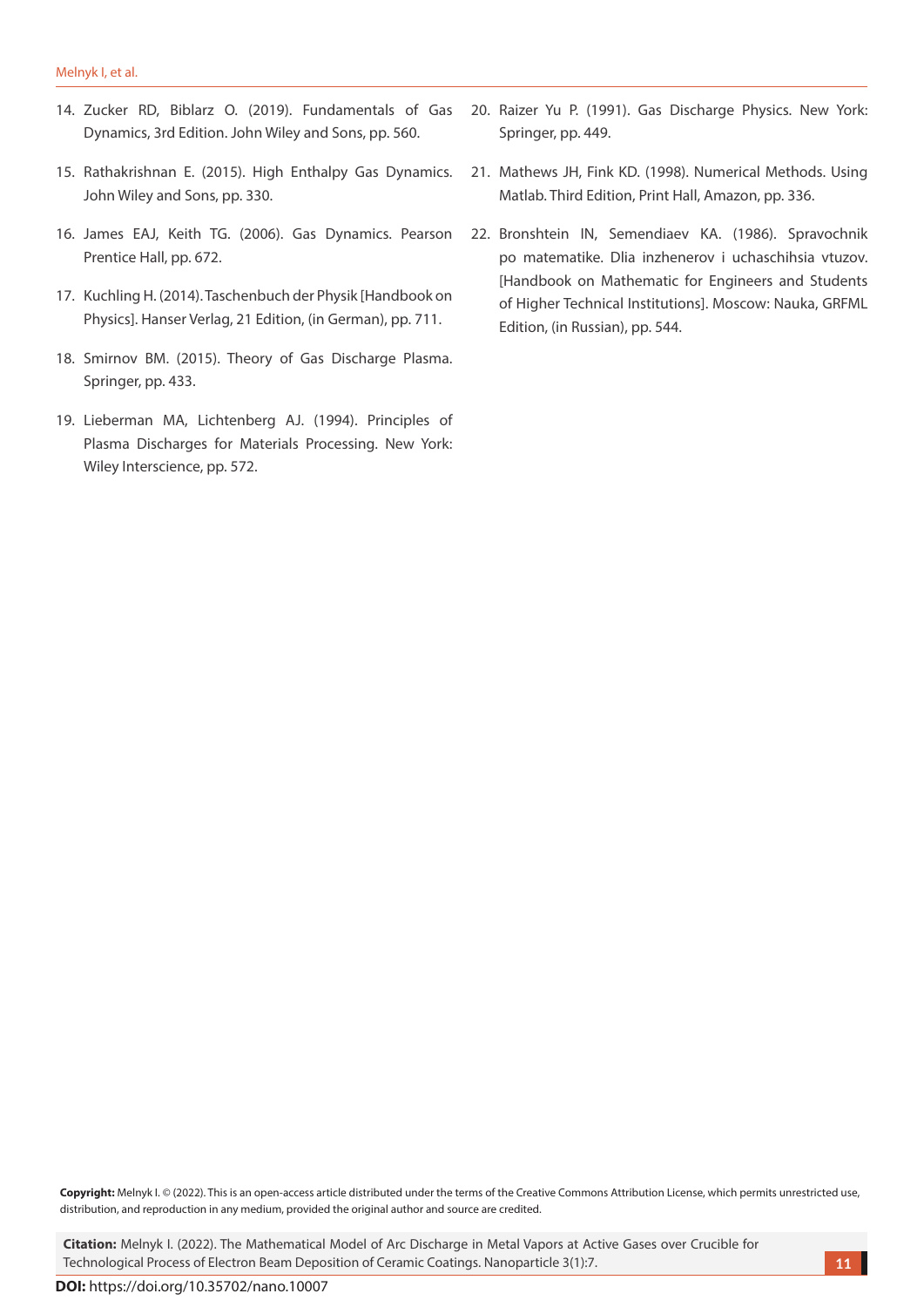14. Zucker RD, Biblarz O. (2019). Fundamentals of Gas Dynamics, 3rd Edition. John Wiley and Sons, pp. 560.
15. Rathakrishnan E. (2015). High Enthalpy Gas Dynamics. John Wiley and Sons, pp. 330.
16. James EAJ, Keith TG. (2006). Gas Dynamics. Pearson Prentice Hall, pp. 672.
17. Kuchling H. (2014). Taschenbuch der Physik [Handbook on Physics]. Hanser Verlag, 21 Edition, (in German), pp. 711.
18. Smirnov BM. (2015). Theory of Gas Discharge Plasma. Springer, pp. 433.
19. Lieberman MA, Lichtenberg AJ. (1994). Principles of Plasma Discharges for Materials Processing. New York: Wiley Interscience, pp. 572.
20. Raizer Yu P. (1991). Gas Discharge Physics. New York: Springer, pp. 449.
21. Mathews JH, Fink KD. (1998). Numerical Methods. Using Matlab. Third Edition, Print Hall, Amazon, pp. 336.
22. Bronshtein IN, Semendiaev KA. (1986). Spravochnik po matematike. Dlia inzhenerov i uchaschihsia vtuzov. [Handbook on Mathematic for Engineers and Students of Higher Technical Institutions]. Moscow: Nauka, GRFML Edition, (in Russian), pp. 544.

**Copyright:** Melnyk I. © (2022). This is an open-access article distributed under the terms of the Creative Commons Attribution License, which permits unrestricted use, distribution, and reproduction in any medium, provided the original author and source are credited.

**Citation:** Melnyk I. (2022). The Mathematical Model of Arc Discharge in Metal Vapors at Active Gases over Crucible for Technological Process of Electron Beam Deposition of Ceramic Coatings. Nanoparticle 3(1):7.

**DOI:** https://doi.org/10.35702/nano.10007